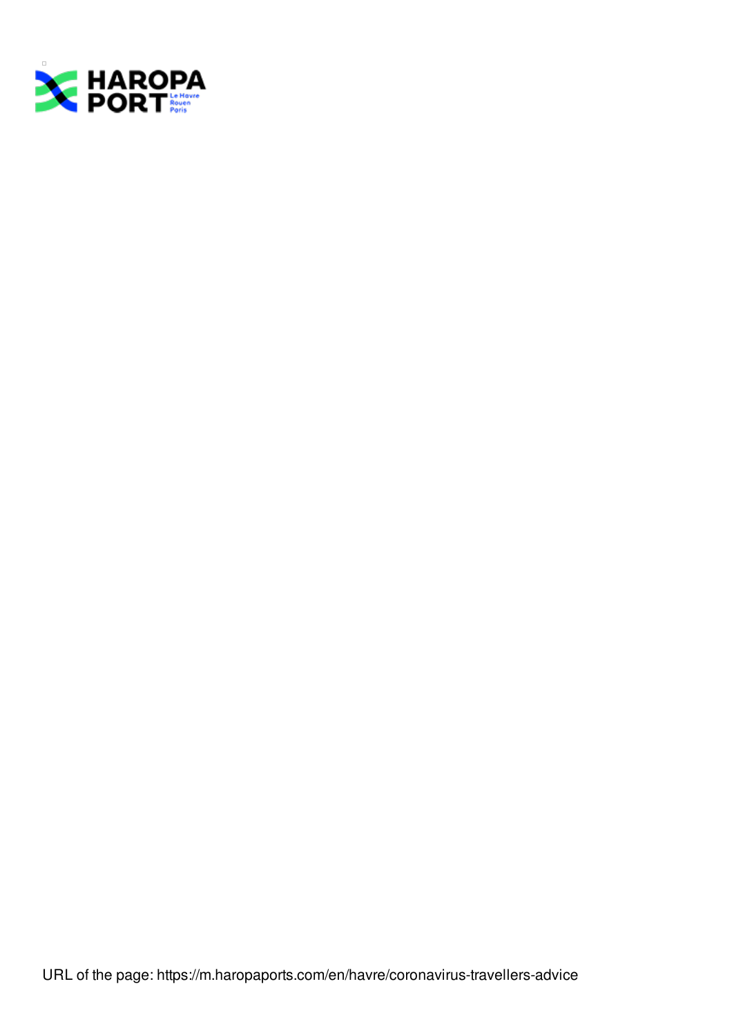HAROPA PORT Le Havre Rouen Paris

URL of the page: https://m.haropaports.com/en/havre/coronavirus-travellers-advice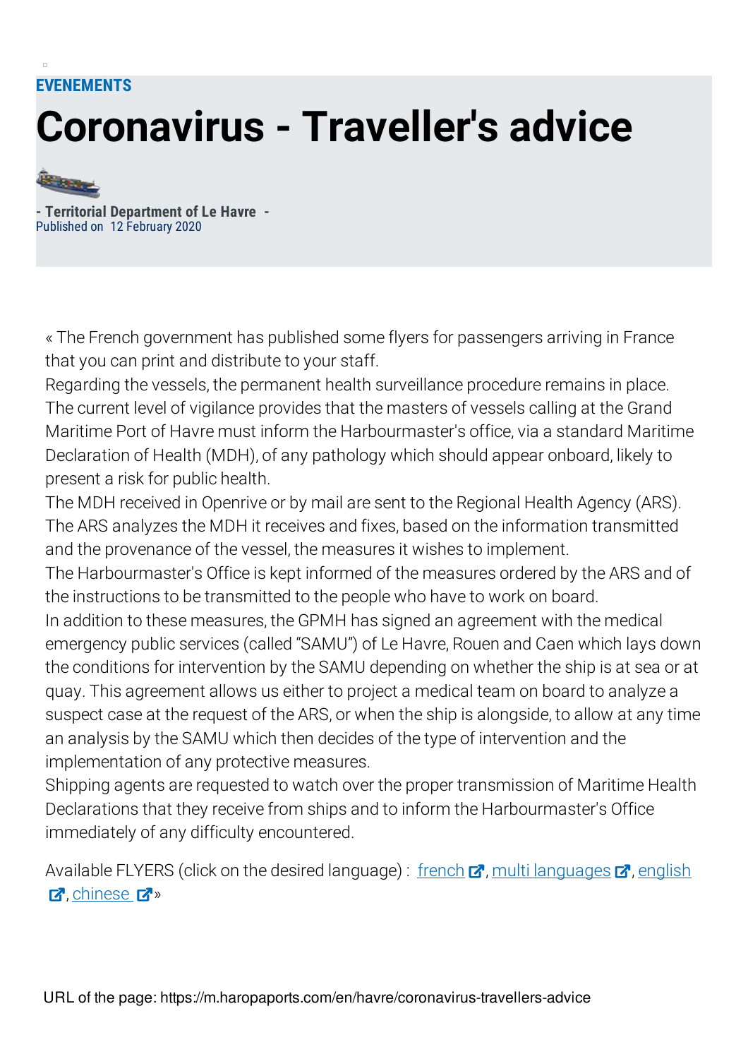EVENEMENTS

# Coronavirus - Traveller's advice

**- Territorial Department of Le Havre -**
Published on 12 February 2020

« The French government has published some flyers for passengers arriving in France that you can print and distribute to your staff.
Regarding the vessels, the permanent health surveillance procedure remains in place. The current level of vigilance provides that the masters of vessels calling at the Grand Maritime Port of Havre must inform the Harbourmaster's office, via a standard Maritime Declaration of Health (MDH), of any pathology which should appear onboard, likely to present a risk for public health.
The MDH received in Openrive or by mail are sent to the Regional Health Agency (ARS). The ARS analyzes the MDH it receives and fixes, based on the information transmitted and the provenance of the vessel, the measures it wishes to implement.
The Harbourmaster's Office is kept informed of the measures ordered by the ARS and of the instructions to be transmitted to the people who have to work on board.
In addition to these measures, the GPMH has signed an agreement with the medical emergency public services (called "SAMU") of Le Havre, Rouen and Caen which lays down the conditions for intervention by the SAMU depending on whether the ship is at sea or at quay. This agreement allows us either to project a medical team on board to analyze a suspect case at the request of the ARS, or when the ship is alongside, to allow at any time an analysis by the SAMU which then decides of the type of intervention and the implementation of any protective measures.
Shipping agents are requested to watch over the proper transmission of Maritime Health Declarations that they receive from ships and to inform the Harbourmaster's Office immediately of any difficulty encountered.

Available FLYERS (click on the desired language) : french, multi languages, english, chinese »

URL of the page: https://m.haropaports.com/en/havre/coronavirus-travellers-advice